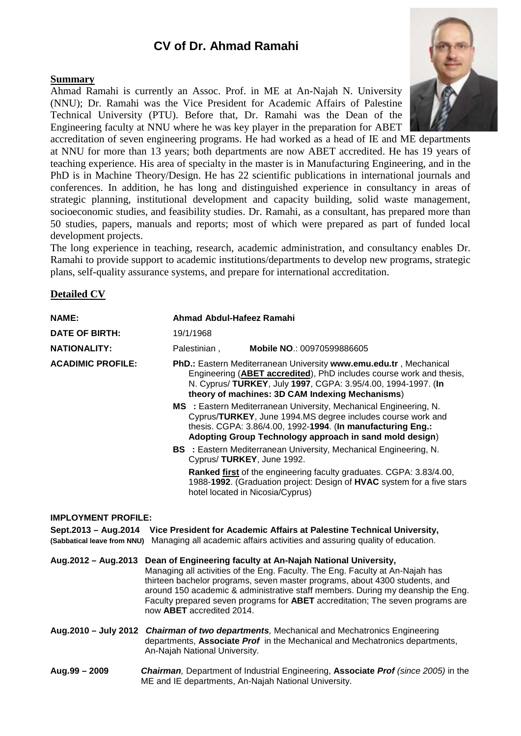# CV of Dr. Ahmad Ramahi

## Summary

Ahmad Ramahi is currently an Assoc. Prof. in ME at An-Najah N. University (NNU); Dr. Ramahi was the Vice President for Academic Affairs of Palestine Technical University (PTU). Before that, Dr. Ramahi was the Dean of the Engineering faculty at NNU where he was key player in the preparation for ABET accreditation of seven engineering programs. He had worked as a head of IE and ME departments at NNU for more than 13 years; both departments are now ABET accredited. He has 19 years of teaching experience. His area of specialty in the master is in Manufacturing Engineering, and in the PhD is in Machine Theory/Design. He has 22 scientific publications in international journals and conferences. In addition, he has long and distinguished experience in consultancy in areas of strategic planning, institutional development and capacity building, solid waste management, socioeconomic studies, and feasibility studies. Dr. Ramahi, as a consultant, has prepared more than 50 studies, papers, manuals and reports; most of which were prepared as part of funded local development projects.

The long experience in teaching, research, academic administration, and consultancy enables Dr. Ramahi to provide support to academic institutions/departments to develop new programs, strategic plans, self-quality assurance systems, and prepare for international accreditation.

## Detailed CV

**NAME:** **Ahmad Abdul-Hafeez Ramahi**

**DATE OF BIRTH:** 19/1/1968

**NATIONALITY:** Palestinian , **Mobile NO**.: 00970599886605

**ACADIMIC PROFILE:**

**PhD.:** Eastern Mediterranean University **www.emu.edu.tr** , Mechanical Engineering (**ABET accredited**), PhD includes course work and thesis, N. Cyprus/ **TURKEY**, July **1997**, CGPA: 3.95/4.00, 1994-1997. (**In theory of machines: 3D CAM Indexing Mechanisms**)

**MS :** Eastern Mediterranean University, Mechanical Engineering, N. Cyprus/**TURKEY**, June 1994.MS degree includes course work and thesis. CGPA: 3.86/4.00, 1992-**1994**. (**In manufacturing Eng.: Adopting Group Technology approach in sand mold design**)

**BS :** Eastern Mediterranean University, Mechanical Engineering, N. Cyprus/ **TURKEY**, June 1992.

**Ranked first** of the engineering faculty graduates. CGPA: 3.83/4.00, 1988-**1992**. (Graduation project: Design of **HVAC** system for a five stars hotel located in Nicosia/Cyprus)

**IMPLOYMENT PROFILE:**

**Sept.2013 – Aug.2014** **Vice President for Academic Affairs at Palestine Technical University,**
**(Sabbatical leave from NNU)** Managing all academic affairs activities and assuring quality of education.

**Aug.2012 – Aug.2013** **Dean of Engineering faculty at An-Najah National University,**
Managing all activities of the Eng. Faculty. The Eng. Faculty at An-Najah has thirteen bachelor programs, seven master programs, about 4300 students, and around 150 academic & administrative staff members. During my deanship the Eng. Faculty prepared seven programs for **ABET** accreditation; The seven programs are now **ABET** accredited 2014.

**Aug.2010 – July 2012** ***Chairman of two departments**,* Mechanical and Mechatronics Engineering departments, **Associate *Prof*** in the Mechanical and Mechatronics departments, An-Najah National University.

**Aug.99 – 2009** ***Chairman**,* Department of Industrial Engineering, **Associate *Prof*** *(since 2005)* in the ME and IE departments, An-Najah National University.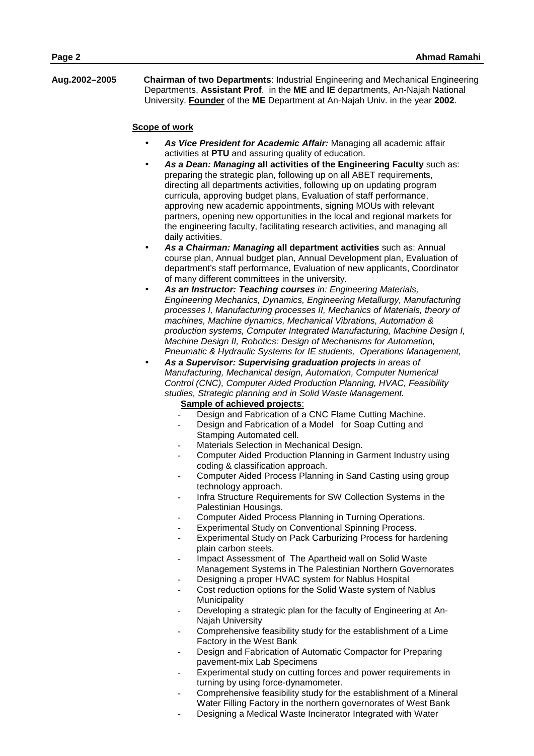**Aug.2002–2005** **Chairman of two Departments**: Industrial Engineering and Mechanical Engineering Departments, **Assistant Prof**. in the **ME** and **IE** departments, An-Najah National University. **<u>Founder</u>** of the **ME** Department at An-Najah Univ. in the year **2002**.

**<u>Scope of work</u>**

- ***As Vice President for Academic Affair:*** Managing all academic affair activities at **PTU** and assuring quality of education.
- ***As a Dean: Managing* all activities of the Engineering Faculty** such as: preparing the strategic plan, following up on all ABET requirements, directing all departments activities, following up on updating program curricula, approving budget plans, Evaluation of staff performance, approving new academic appointments, signing MOUs with relevant partners, opening new opportunities in the local and regional markets for the engineering faculty, facilitating research activities, and managing all daily activities.
- ***As a Chairman: Managing* all department activities** such as: Annual course plan, Annual budget plan, Annual Development plan, Evaluation of department's staff performance, Evaluation of new applicants, Coordinator of many different committees in the university.
- ***As an Instructor: Teaching courses*** *in: Engineering Materials, Engineering Mechanics, Dynamics, Engineering Metallurgy, Manufacturing processes I, Manufacturing processes II, Mechanics of Materials, theory of machines, Machine dynamics, Mechanical Vibrations, Automation & production systems, Computer Integrated Manufacturing, Machine Design I, Machine Design II, Robotics: Design of Mechanisms for Automation, Pneumatic & Hydraulic Systems for IE students, Operations Management,*
- ***As a Supervisor: Supervising graduation projects*** *in areas of Manufacturing, Mechanical design, Automation, Computer Numerical Control (CNC), Computer Aided Production Planning, HVAC, Feasibility studies, Strategic planning and in Solid Waste Management.*

  **<u>Sample of achieved projects</u>**:
  - Design and Fabrication of a CNC Flame Cutting Machine.
  - Design and Fabrication of a Model for Soap Cutting and Stamping Automated cell.
  - Materials Selection in Mechanical Design.
  - Computer Aided Production Planning in Garment Industry using coding & classification approach.
  - Computer Aided Process Planning in Sand Casting using group technology approach.
  - Infra Structure Requirements for SW Collection Systems in the Palestinian Housings.
  - Computer Aided Process Planning in Turning Operations.
  - Experimental Study on Conventional Spinning Process.
  - Experimental Study on Pack Carburizing Process for hardening plain carbon steels.
  - Impact Assessment of The Apartheid wall on Solid Waste Management Systems in The Palestinian Northern Governorates
  - Designing a proper HVAC system for Nablus Hospital
  - Cost reduction options for the Solid Waste system of Nablus Municipality
  - Developing a strategic plan for the faculty of Engineering at An-Najah University
  - Comprehensive feasibility study for the establishment of a Lime Factory in the West Bank
  - Design and Fabrication of Automatic Compactor for Preparing pavement-mix Lab Specimens
  - Experimental study on cutting forces and power requirements in turning by using force-dynamometer.
  - Comprehensive feasibility study for the establishment of a Mineral Water Filling Factory in the northern governorates of West Bank
  - Designing a Medical Waste Incinerator Integrated with Water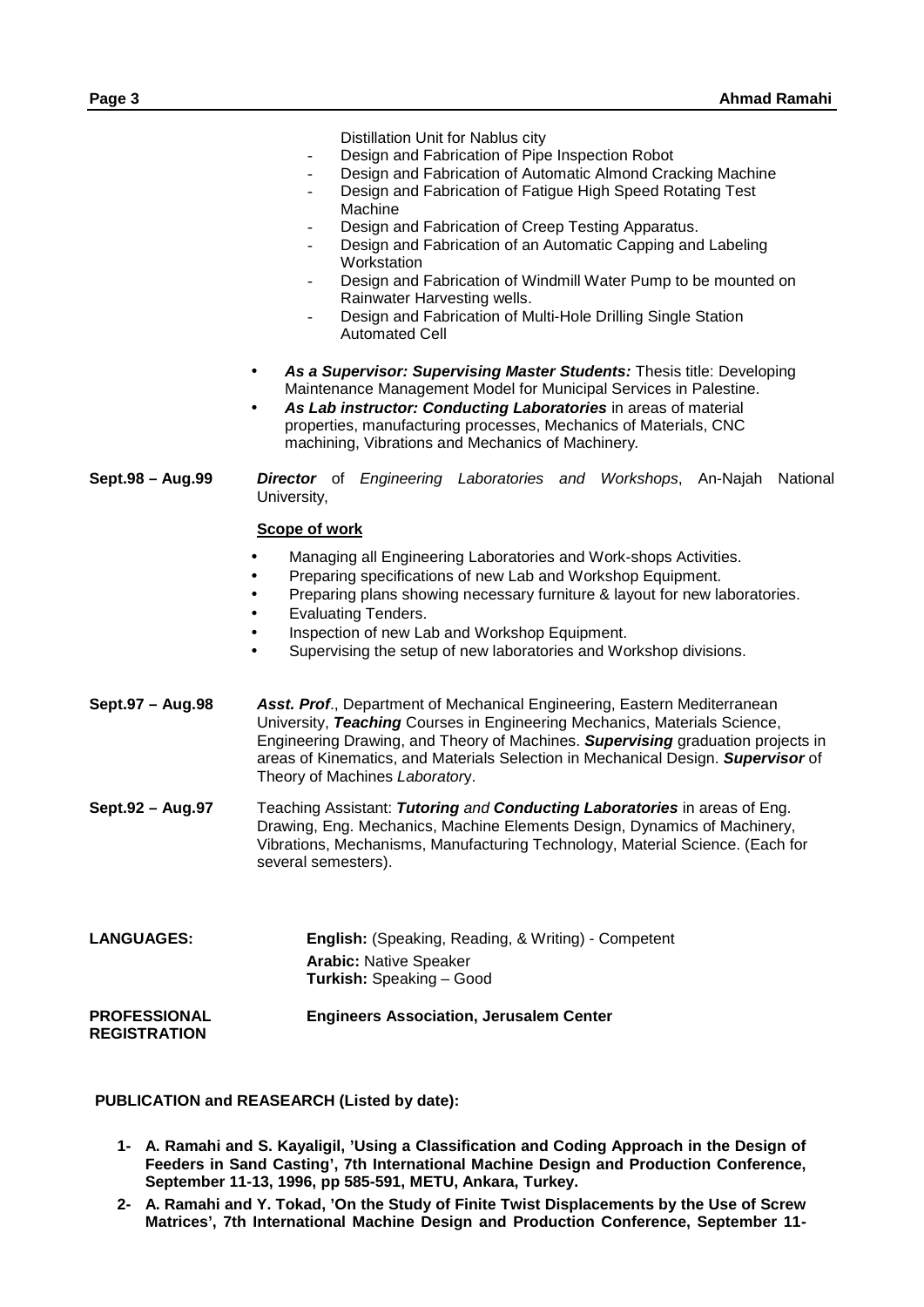Distillation Unit for Nablus city
- Design and Fabrication of Pipe Inspection Robot
- Design and Fabrication of Automatic Almond Cracking Machine
- Design and Fabrication of Fatigue High Speed Rotating Test Machine
- Design and Fabrication of Creep Testing Apparatus.
- Design and Fabrication of an Automatic Capping and Labeling Workstation
- Design and Fabrication of Windmill Water Pump to be mounted on Rainwater Harvesting wells.
- Design and Fabrication of Multi-Hole Drilling Single Station Automated Cell

- ***As a Supervisor: Supervising Master Students:*** Thesis title: Developing Maintenance Management Model for Municipal Services in Palestine.
- ***As Lab instructor: Conducting Laboratories*** in areas of material properties, manufacturing processes, Mechanics of Materials, CNC machining, Vibrations and Mechanics of Machinery.

**Sept.98 – Aug.99** ***Director*** of *Engineering Laboratories and Workshops*, An-Najah National University,

**Scope of work**

- Managing all Engineering Laboratories and Work-shops Activities.
- Preparing specifications of new Lab and Workshop Equipment.
- Preparing plans showing necessary furniture & layout for new laboratories.
- Evaluating Tenders.
- Inspection of new Lab and Workshop Equipment.
- Supervising the setup of new laboratories and Workshop divisions.

**Sept.97 – Aug.98** ***Asst. Prof***., Department of Mechanical Engineering, Eastern Mediterranean University, ***Teaching*** Courses in Engineering Mechanics, Materials Science, Engineering Drawing, and Theory of Machines. ***Supervising*** graduation projects in areas of Kinematics, and Materials Selection in Mechanical Design. ***Supervisor*** of Theory of Machines *Laboratory*.

**Sept.92 – Aug.97** Teaching Assistant: ***Tutoring*** *and* ***Conducting Laboratories*** in areas of Eng. Drawing, Eng. Mechanics, Machine Elements Design, Dynamics of Machinery, Vibrations, Mechanisms, Manufacturing Technology, Material Science. (Each for several semesters).

**LANGUAGES:**

**English:** (Speaking, Reading, & Writing) - Competent
**Arabic:** Native Speaker
**Turkish:** Speaking – Good

**PROFESSIONAL REGISTRATION** **Engineers Association, Jerusalem Center**

**PUBLICATION and REASEARCH (Listed by date):**

1. **A. Ramahi and S. Kayaligil, 'Using a Classification and Coding Approach in the Design of Feeders in Sand Casting', 7th International Machine Design and Production Conference, September 11-13, 1996, pp 585-591, METU, Ankara, Turkey.**
2. **A. Ramahi and Y. Tokad, 'On the Study of Finite Twist Displacements by the Use of Screw Matrices', 7th International Machine Design and Production Conference, September 11-**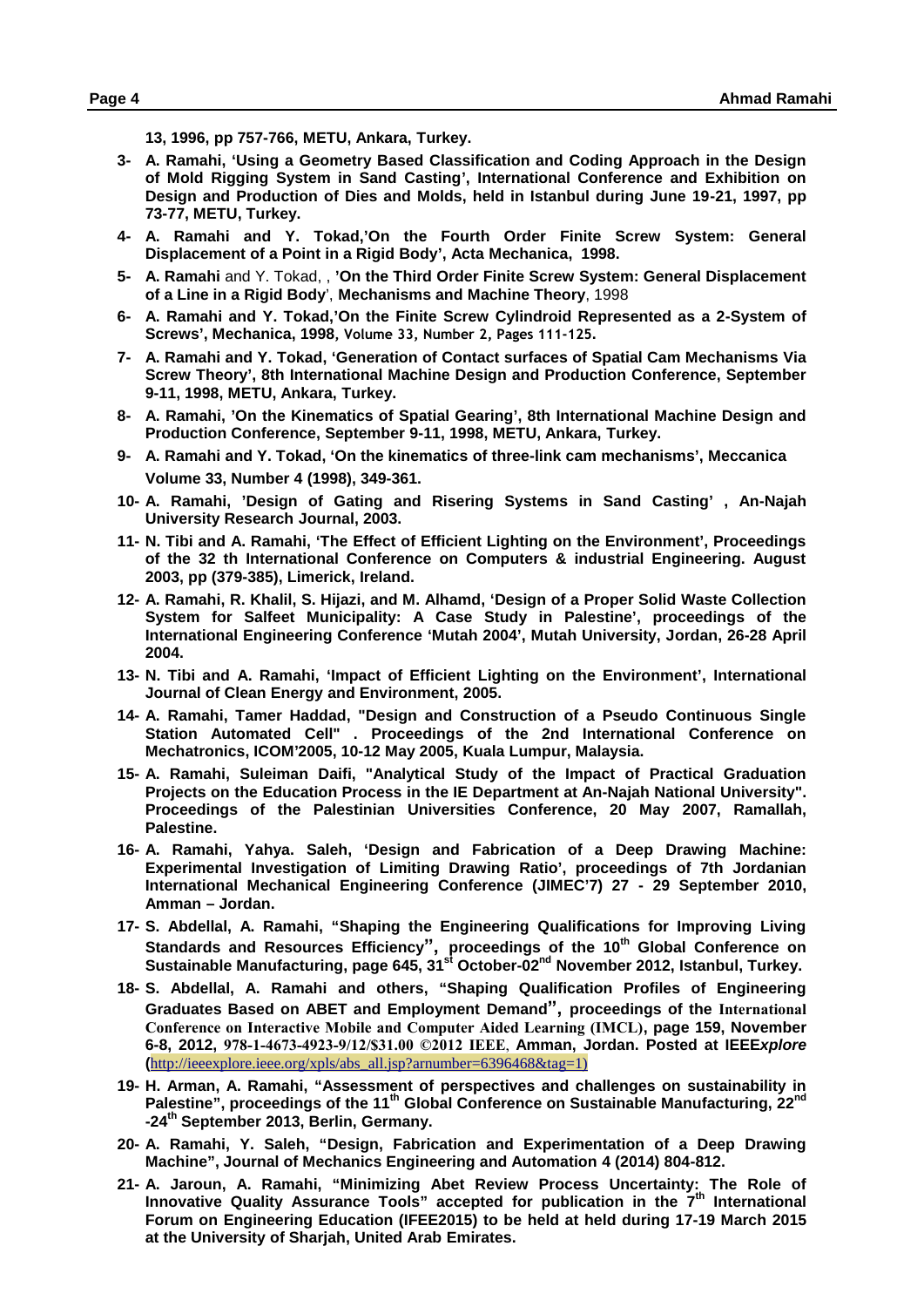**13, 1996, pp 757-766, METU, Ankara, Turkey.**

3- **A. Ramahi, 'Using a Geometry Based Classification and Coding Approach in the Design of Mold Rigging System in Sand Casting', International Conference and Exhibition on Design and Production of Dies and Molds, held in Istanbul during June 19-21, 1997, pp 73-77, METU, Turkey.**
4- **A. Ramahi and Y. Tokad,'On the Fourth Order Finite Screw System: General Displacement of a Point in a Rigid Body', Acta Mechanica, 1998.**
5- **A. Ramahi** and Y. Tokad, , **'On the Third Order Finite Screw System: General Displacement of a Line in a Rigid Body**', **Mechanisms and Machine Theory**, 1998
6- **A. Ramahi and Y. Tokad,'On the Finite Screw Cylindroid Represented as a 2-System of Screws', Mechanica, 1998, Volume 33, Number 2, Pages 111-125.**
7- **A. Ramahi and Y. Tokad, 'Generation of Contact surfaces of Spatial Cam Mechanisms Via Screw Theory', 8th International Machine Design and Production Conference, September 9-11, 1998, METU, Ankara, Turkey.**
8- **A. Ramahi, 'On the Kinematics of Spatial Gearing', 8th International Machine Design and Production Conference, September 9-11, 1998, METU, Ankara, Turkey.**
9- **A. Ramahi and Y. Tokad, 'On the kinematics of three-link cam mechanisms', Meccanica Volume 33, Number 4 (1998), 349-361.**
10- **A. Ramahi, 'Design of Gating and Risering Systems in Sand Casting' , An-Najah University Research Journal, 2003.**
11- **N. Tibi and A. Ramahi, 'The Effect of Efficient Lighting on the Environment', Proceedings of the 32 th International Conference on Computers & industrial Engineering. August 2003, pp (379-385), Limerick, Ireland.**
12- **A. Ramahi, R. Khalil, S. Hijazi, and M. Alhamd, 'Design of a Proper Solid Waste Collection System for Salfeet Municipality: A Case Study in Palestine', proceedings of the International Engineering Conference 'Mutah 2004', Mutah University, Jordan, 26-28 April 2004.**
13- **N. Tibi and A. Ramahi, 'Impact of Efficient Lighting on the Environment', International Journal of Clean Energy and Environment, 2005.**
14- **A. Ramahi, Tamer Haddad, "Design and Construction of a Pseudo Continuous Single Station Automated Cell" . Proceedings of the 2nd International Conference on Mechatronics, ICOM'2005, 10-12 May 2005, Kuala Lumpur, Malaysia.**
15- **A. Ramahi, Suleiman Daifi, "Analytical Study of the Impact of Practical Graduation Projects on the Education Process in the IE Department at An-Najah National University". Proceedings of the Palestinian Universities Conference, 20 May 2007, Ramallah, Palestine.**
16- **A. Ramahi, Yahya. Saleh, 'Design and Fabrication of a Deep Drawing Machine: Experimental Investigation of Limiting Drawing Ratio', proceedings of 7th Jordanian International Mechanical Engineering Conference (JIMEC'7) 27 - 29 September 2010, Amman – Jordan.**
17- **S. Abdellal, A. Ramahi, "Shaping the Engineering Qualifications for Improving Living Standards and Resources Efficiency", proceedings of the 10th Global Conference on Sustainable Manufacturing, page 645, 31st October-02nd November 2012, Istanbul, Turkey.**
18- **S. Abdellal, A. Ramahi and others, "Shaping Qualification Profiles of Engineering Graduates Based on ABET and Employment Demand", proceedings of the International Conference on Interactive Mobile and Computer Aided Learning (IMCL), page 159, November 6-8, 2012, 978-1-4673-4923-9/12/$31.00 ©2012 IEEE, Amman, Jordan. Posted at IEEE*xplore* (**http://ieeexplore.ieee.org/xpls/abs_all.jsp?arnumber=6396468&tag=1)
19- **H. Arman, A. Ramahi, "Assessment of perspectives and challenges on sustainability in Palestine", proceedings of the 11th Global Conference on Sustainable Manufacturing, 22nd -24th September 2013, Berlin, Germany.**
20- **A. Ramahi, Y. Saleh, "Design, Fabrication and Experimentation of a Deep Drawing Machine", Journal of Mechanics Engineering and Automation 4 (2014) 804-812.**
21- **A. Jaroun, A. Ramahi, "Minimizing Abet Review Process Uncertainty: The Role of Innovative Quality Assurance Tools" accepted for publication in the 7th International Forum on Engineering Education (IFEE2015) to be held at held during 17-19 March 2015 at the University of Sharjah, United Arab Emirates.**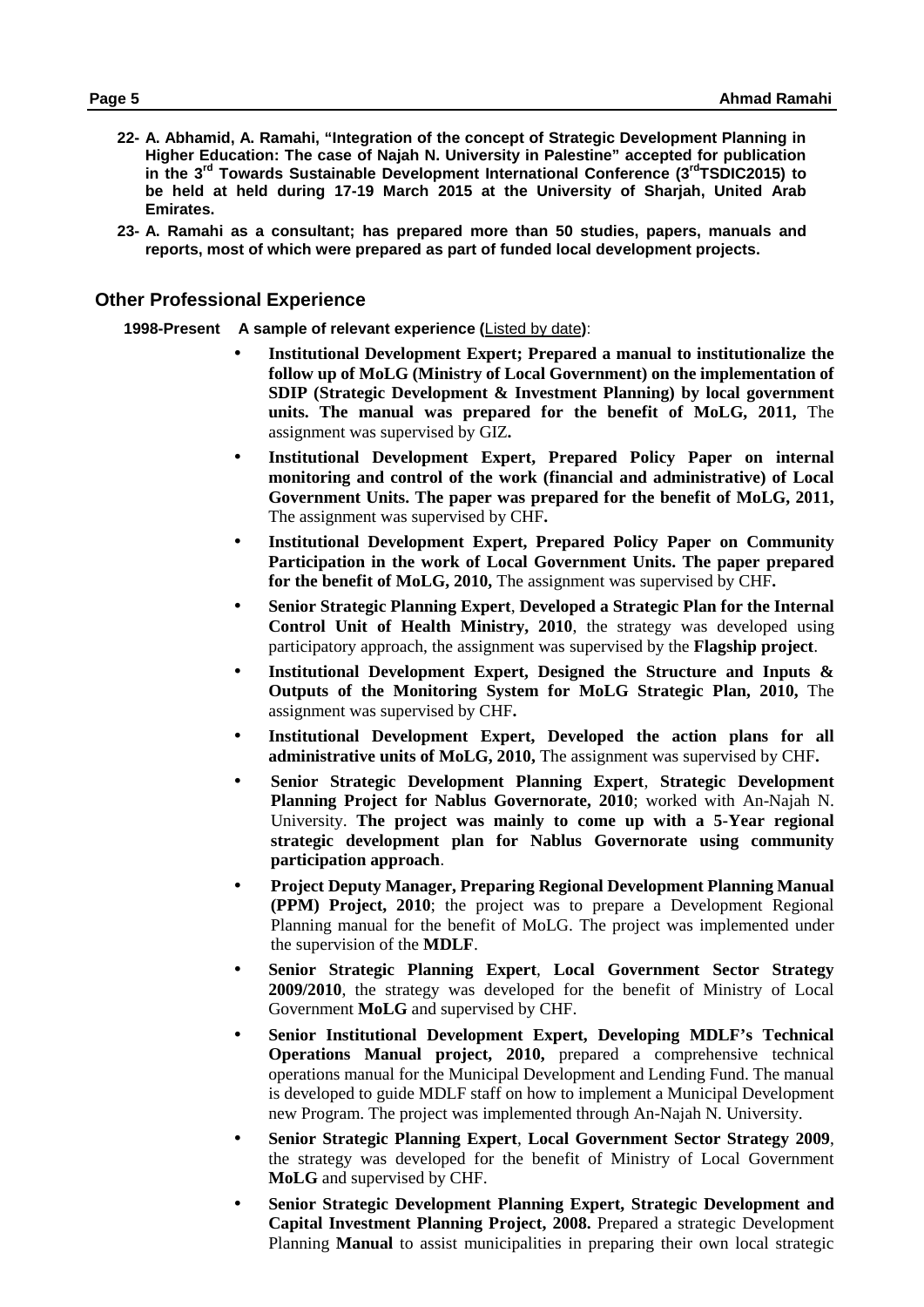22- **A. Abhamid, A. Ramahi, "Integration of the concept of Strategic Development Planning in Higher Education: The case of Najah N. University in Palestine" accepted for publication in the 3rd Towards Sustainable Development International Conference (3rdTSDIC2015) to be held at held during 17-19 March 2015 at the University of Sharjah, United Arab Emirates.**

23- **A. Ramahi as a consultant; has prepared more than 50 studies, papers, manuals and reports, most of which were prepared as part of funded local development projects.**

## Other Professional Experience

**1998-Present A sample of relevant experience (**Listed by date**):**

- **Institutional Development Expert; Prepared a manual to institutionalize the follow up of MoLG (Ministry of Local Government) on the implementation of SDIP (Strategic Development & Investment Planning) by local government units. The manual was prepared for the benefit of MoLG, 2011,** The assignment was supervised by GIZ**.**
- **Institutional Development Expert, Prepared Policy Paper on internal monitoring and control of the work (financial and administrative) of Local Government Units. The paper was prepared for the benefit of MoLG, 2011,** The assignment was supervised by CHF**.**
- **Institutional Development Expert, Prepared Policy Paper on Community Participation in the work of Local Government Units. The paper prepared for the benefit of MoLG, 2010,** The assignment was supervised by CHF**.**
- **Senior Strategic Planning Expert**, **Developed a Strategic Plan for the Internal Control Unit of Health Ministry, 2010**, the strategy was developed using participatory approach, the assignment was supervised by the **Flagship project**.
- **Institutional Development Expert, Designed the Structure and Inputs & Outputs of the Monitoring System for MoLG Strategic Plan, 2010,** The assignment was supervised by CHF**.**
- **Institutional Development Expert, Developed the action plans for all administrative units of MoLG, 2010,** The assignment was supervised by CHF**.**
- **Senior Strategic Development Planning Expert**, **Strategic Development Planning Project for Nablus Governorate, 2010**; worked with An-Najah N. University. **The project was mainly to come up with a 5-Year regional strategic development plan for Nablus Governorate using community participation approach**.
- **Project Deputy Manager, Preparing Regional Development Planning Manual (PPM) Project, 2010**; the project was to prepare a Development Regional Planning manual for the benefit of MoLG. The project was implemented under the supervision of the **MDLF**.
- **Senior Strategic Planning Expert**, **Local Government Sector Strategy 2009/2010**, the strategy was developed for the benefit of Ministry of Local Government **MoLG** and supervised by CHF.
- **Senior Institutional Development Expert, Developing MDLF's Technical Operations Manual project, 2010,** prepared a comprehensive technical operations manual for the Municipal Development and Lending Fund. The manual is developed to guide MDLF staff on how to implement a Municipal Development new Program. The project was implemented through An-Najah N. University.
- **Senior Strategic Planning Expert**, **Local Government Sector Strategy 2009**, the strategy was developed for the benefit of Ministry of Local Government **MoLG** and supervised by CHF.
- **Senior Strategic Development Planning Expert, Strategic Development and Capital Investment Planning Project, 2008.** Prepared a strategic Development Planning **Manual** to assist municipalities in preparing their own local strategic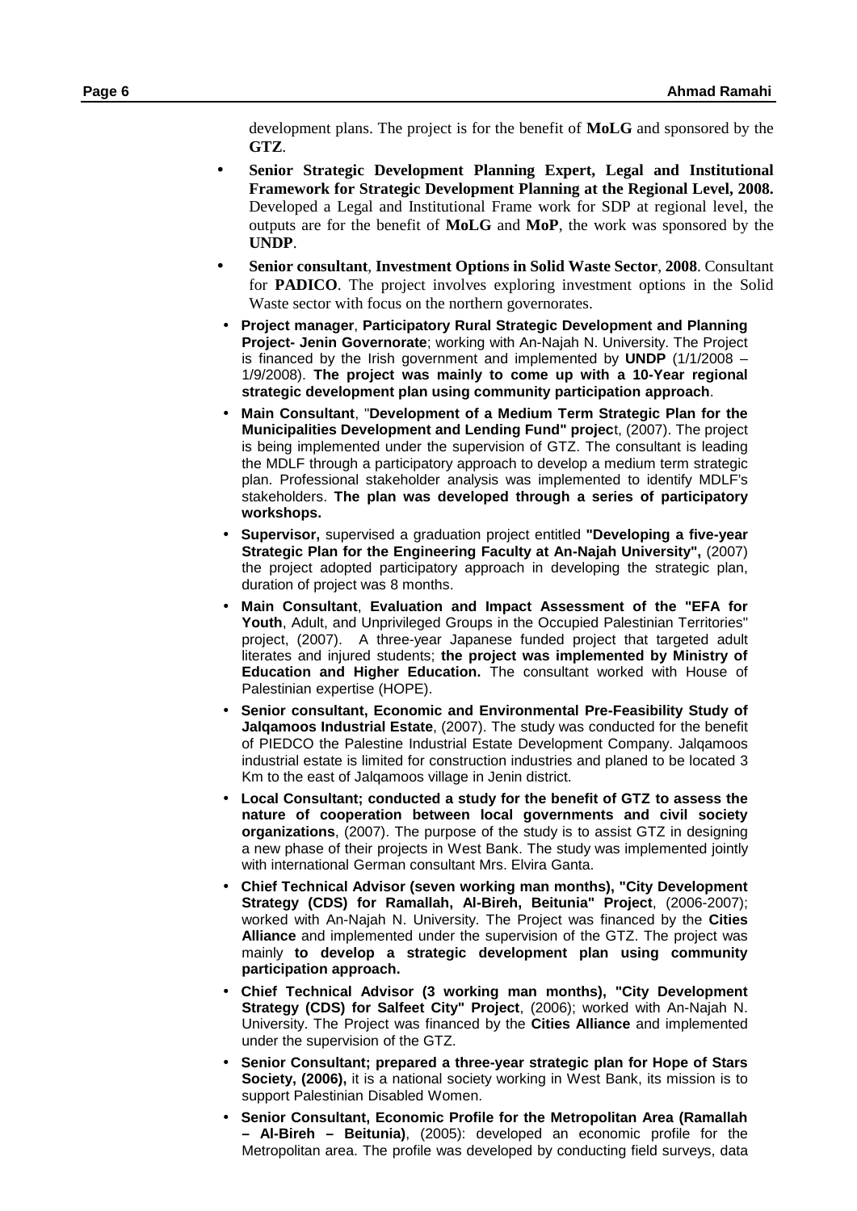development plans. The project is for the benefit of **MoLG** and sponsored by the **GTZ**.

- **Senior Strategic Development Planning Expert, Legal and Institutional Framework for Strategic Development Planning at the Regional Level, 2008.** Developed a Legal and Institutional Frame work for SDP at regional level, the outputs are for the benefit of **MoLG** and **MoP**, the work was sponsored by the **UNDP**.
- **Senior consultant**, **Investment Options in Solid Waste Sector**, **2008**. Consultant for **PADICO**. The project involves exploring investment options in the Solid Waste sector with focus on the northern governorates.
- **Project manager**, **Participatory Rural Strategic Development and Planning Project- Jenin Governorate**; working with An-Najah N. University. The Project is financed by the Irish government and implemented by **UNDP** (1/1/2008 – 1/9/2008). **The project was mainly to come up with a 10-Year regional strategic development plan using community participation approach**.
- **Main Consultant**, "**Development of a Medium Term Strategic Plan for the Municipalities Development and Lending Fund" projec**t, (2007). The project is being implemented under the supervision of GTZ. The consultant is leading the MDLF through a participatory approach to develop a medium term strategic plan. Professional stakeholder analysis was implemented to identify MDLF's stakeholders. **The plan was developed through a series of participatory workshops.**
- **Supervisor,** supervised a graduation project entitled **"Developing a five-year Strategic Plan for the Engineering Faculty at An-Najah University",** (2007) the project adopted participatory approach in developing the strategic plan, duration of project was 8 months.
- **Main Consultant**, **Evaluation and Impact Assessment of the "EFA for Youth**, Adult, and Unprivileged Groups in the Occupied Palestinian Territories" project, (2007). A three-year Japanese funded project that targeted adult literates and injured students; **the project was implemented by Ministry of Education and Higher Education.** The consultant worked with House of Palestinian expertise (HOPE).
- **Senior consultant, Economic and Environmental Pre-Feasibility Study of Jalqamoos Industrial Estate**, (2007). The study was conducted for the benefit of PIEDCO the Palestine Industrial Estate Development Company. Jalqamoos industrial estate is limited for construction industries and planed to be located 3 Km to the east of Jalqamoos village in Jenin district.
- **Local Consultant; conducted a study for the benefit of GTZ to assess the nature of cooperation between local governments and civil society organizations**, (2007). The purpose of the study is to assist GTZ in designing a new phase of their projects in West Bank. The study was implemented jointly with international German consultant Mrs. Elvira Ganta.
- **Chief Technical Advisor (seven working man months), "City Development Strategy (CDS) for Ramallah, Al-Bireh, Beitunia" Project**, (2006-2007); worked with An-Najah N. University. The Project was financed by the **Cities Alliance** and implemented under the supervision of the GTZ. The project was mainly **to develop a strategic development plan using community participation approach.**
- **Chief Technical Advisor (3 working man months), "City Development Strategy (CDS) for Salfeet City" Project**, (2006); worked with An-Najah N. University. The Project was financed by the **Cities Alliance** and implemented under the supervision of the GTZ.
- **Senior Consultant; prepared a three-year strategic plan for Hope of Stars Society, (2006),** it is a national society working in West Bank, its mission is to support Palestinian Disabled Women.
- **Senior Consultant, Economic Profile for the Metropolitan Area (Ramallah – Al-Bireh – Beitunia)**, (2005): developed an economic profile for the Metropolitan area. The profile was developed by conducting field surveys, data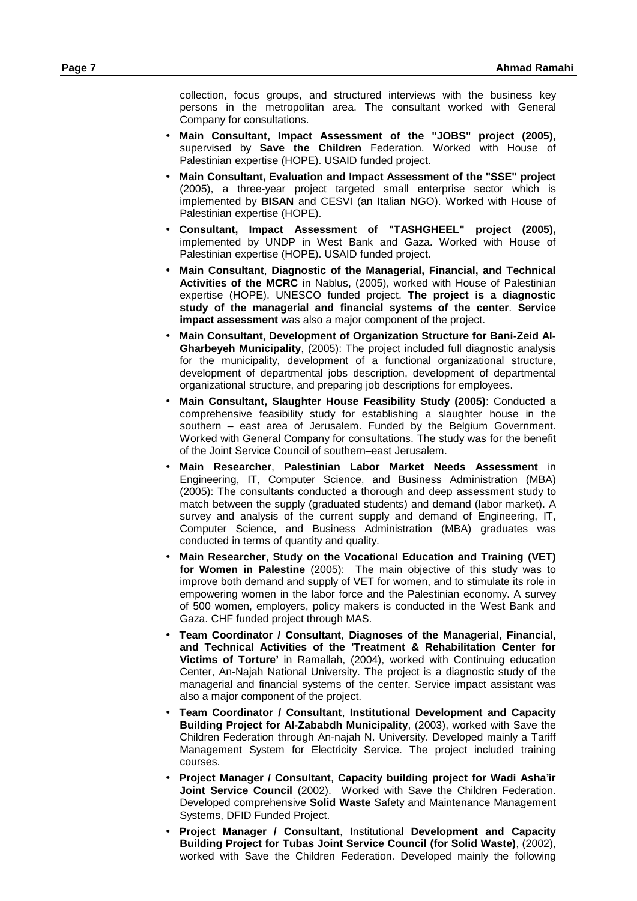collection, focus groups, and structured interviews with the business key persons in the metropolitan area. The consultant worked with General Company for consultations.

- **Main Consultant, Impact Assessment of the "JOBS" project (2005),** supervised by **Save the Children** Federation. Worked with House of Palestinian expertise (HOPE). USAID funded project.
- **Main Consultant, Evaluation and Impact Assessment of the "SSE" project** (2005), a three-year project targeted small enterprise sector which is implemented by **BISAN** and CESVI (an Italian NGO). Worked with House of Palestinian expertise (HOPE).
- **Consultant, Impact Assessment of "TASHGHEEL" project (2005),** implemented by UNDP in West Bank and Gaza. Worked with House of Palestinian expertise (HOPE). USAID funded project.
- **Main Consultant**, **Diagnostic of the Managerial, Financial, and Technical Activities of the MCRC** in Nablus, (2005), worked with House of Palestinian expertise (HOPE). UNESCO funded project. **The project is a diagnostic study of the managerial and financial systems of the center**. **Service impact assessment** was also a major component of the project.
- **Main Consultant**, **Development of Organization Structure for Bani-Zeid Al-Gharbeyeh Municipality**, (2005): The project included full diagnostic analysis for the municipality, development of a functional organizational structure, development of departmental jobs description, development of departmental organizational structure, and preparing job descriptions for employees.
- **Main Consultant, Slaughter House Feasibility Study (2005)**: Conducted a comprehensive feasibility study for establishing a slaughter house in the southern – east area of Jerusalem. Funded by the Belgium Government. Worked with General Company for consultations. The study was for the benefit of the Joint Service Council of southern–east Jerusalem.
- **Main Researcher**, **Palestinian Labor Market Needs Assessment** in Engineering, IT, Computer Science, and Business Administration (MBA) (2005): The consultants conducted a thorough and deep assessment study to match between the supply (graduated students) and demand (labor market). A survey and analysis of the current supply and demand of Engineering, IT, Computer Science, and Business Administration (MBA) graduates was conducted in terms of quantity and quality.
- **Main Researcher**, **Study on the Vocational Education and Training (VET) for Women in Palestine** (2005): The main objective of this study was to improve both demand and supply of VET for women, and to stimulate its role in empowering women in the labor force and the Palestinian economy. A survey of 500 women, employers, policy makers is conducted in the West Bank and Gaza. CHF funded project through MAS.
- **Team Coordinator / Consultant**, **Diagnoses of the Managerial, Financial, and Technical Activities of the 'Treatment & Rehabilitation Center for Victims of Torture'** in Ramallah, (2004), worked with Continuing education Center, An-Najah National University. The project is a diagnostic study of the managerial and financial systems of the center. Service impact assistant was also a major component of the project.
- **Team Coordinator / Consultant**, **Institutional Development and Capacity Building Project for Al-Zababdh Municipality**, (2003), worked with Save the Children Federation through An-najah N. University. Developed mainly a Tariff Management System for Electricity Service. The project included training courses.
- **Project Manager / Consultant**, **Capacity building project for Wadi Asha'ir Joint Service Council** (2002). Worked with Save the Children Federation. Developed comprehensive **Solid Waste** Safety and Maintenance Management Systems, DFID Funded Project.
- **Project Manager / Consultant**, Institutional **Development and Capacity Building Project for Tubas Joint Service Council (for Solid Waste)**, (2002), worked with Save the Children Federation. Developed mainly the following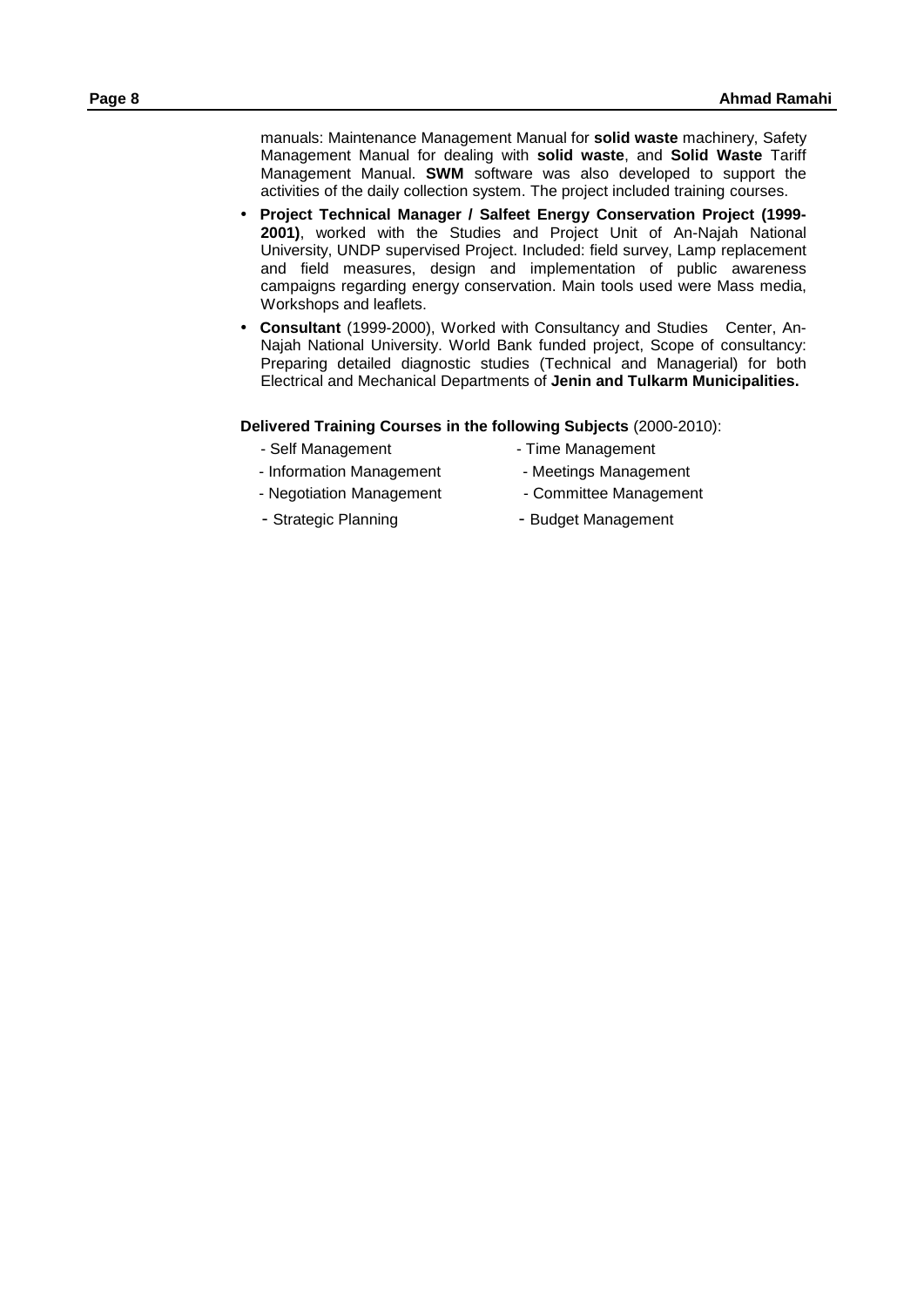manuals: Maintenance Management Manual for **solid waste** machinery, Safety Management Manual for dealing with **solid waste**, and **Solid Waste** Tariff Management Manual. **SWM** software was also developed to support the activities of the daily collection system. The project included training courses.

- **Project Technical Manager / Salfeet Energy Conservation Project (1999-2001)**, worked with the Studies and Project Unit of An-Najah National University, UNDP supervised Project. Included: field survey, Lamp replacement and field measures, design and implementation of public awareness campaigns regarding energy conservation. Main tools used were Mass media, Workshops and leaflets.
- **Consultant** (1999-2000), Worked with Consultancy and Studies Center, An-Najah National University. World Bank funded project, Scope of consultancy: Preparing detailed diagnostic studies (Technical and Managerial) for both Electrical and Mechanical Departments of **Jenin and Tulkarm Municipalities.**

**Delivered Training Courses in the following Subjects** (2000-2010):

- Self Management
- Time Management
- Information Management
- Meetings Management
- Negotiation Management
- Committee Management
- Strategic Planning
- Budget Management